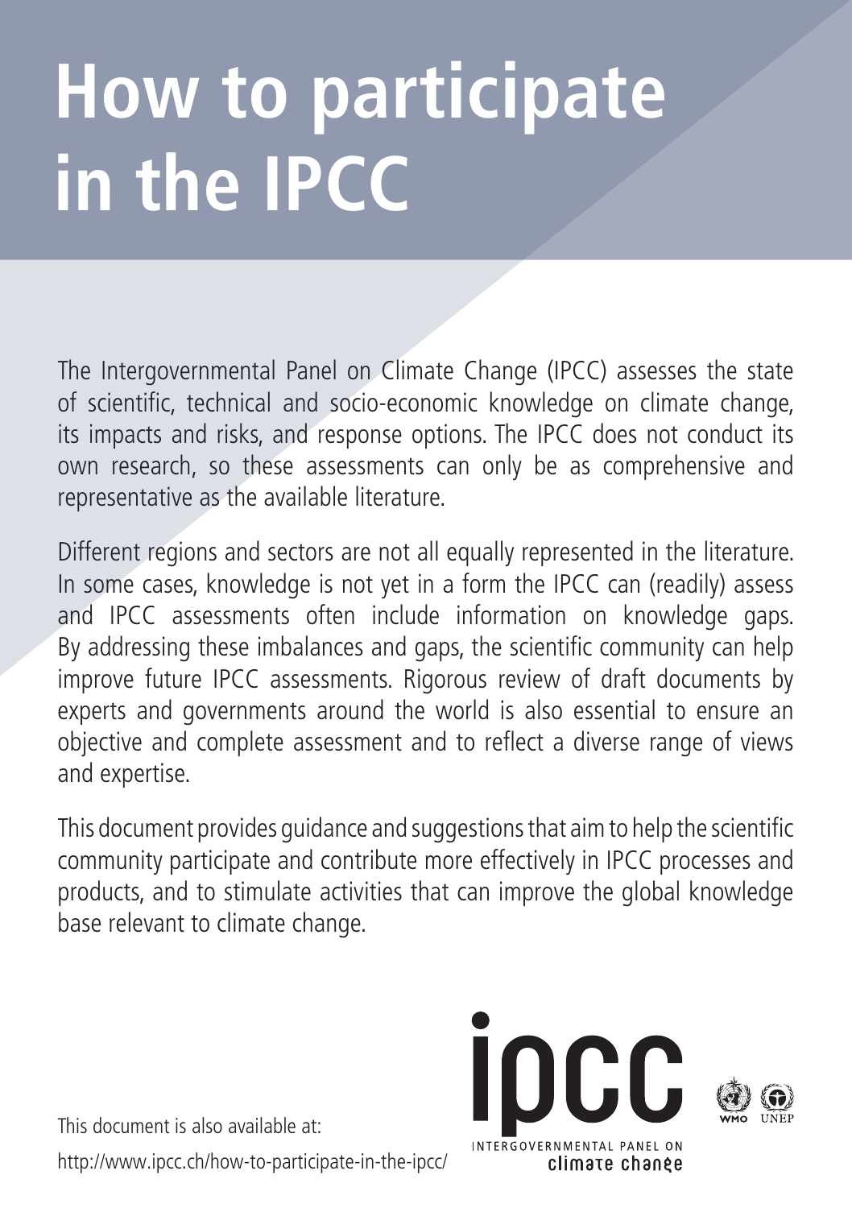# How to participate in the IPCC

The Intergovernmental Panel on Climate Change (IPCC) assesses the state of scientific, technical and socio-economic knowledge on climate change, its impacts and risks, and response options. The IPCC does not conduct its own research, so these assessments can only be as comprehensive and representative as the available literature.

Different regions and sectors are not all equally represented in the literature. In some cases, knowledge is not yet in a form the IPCC can (readily) assess and IPCC assessments often include information on knowledge gaps. By addressing these imbalances and gaps, the scientific community can help improve future IPCC assessments. Rigorous review of draft documents by experts and governments around the world is also essential to ensure an objective and complete assessment and to reflect a diverse range of views and expertise.

This document provides guidance and suggestions that aim to help the scientific community participate and contribute more effectively in IPCC processes and products, and to stimulate activities that can improve the global knowledge base relevant to climate change.

This document is also available at:
http://www.ipcc.ch/how-to-participate-in-the-ipcc/

ipcc
INTERGOVERNMENTAL PANEL ON climate change

WMO UNEP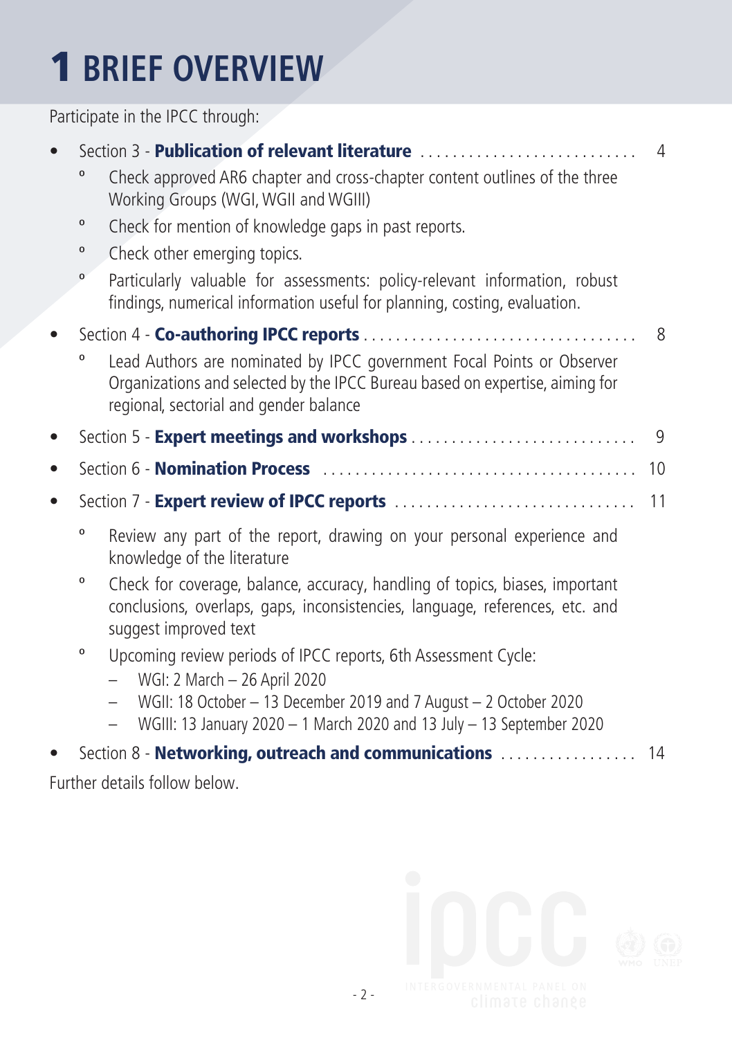# 1 BRIEF OVERVIEW

Participate in the IPCC through:

- Section 3 - **Publication of relevant literature** ........................... 4
  - Check approved AR6 chapter and cross-chapter content outlines of the three Working Groups (WGI, WGII and WGIII)
  - Check for mention of knowledge gaps in past reports.
  - Check other emerging topics.
  - Particularly valuable for assessments: policy-relevant information, robust findings, numerical information useful for planning, costing, evaluation.
- Section 4 - **Co-authoring IPCC reports** ................................. 8
  - Lead Authors are nominated by IPCC government Focal Points or Observer Organizations and selected by the IPCC Bureau based on expertise, aiming for regional, sectorial and gender balance
- Section 5 - **Expert meetings and workshops** ........................... 9
- Section 6 - **Nomination Process** ....................................... 10
- Section 7 - **Expert review of IPCC reports** .............................. 11
  - Review any part of the report, drawing on your personal experience and knowledge of the literature
  - Check for coverage, balance, accuracy, handling of topics, biases, important conclusions, overlaps, gaps, inconsistencies, language, references, etc. and suggest improved text
  - Upcoming review periods of IPCC reports, 6th Assessment Cycle:
    - WGI: 2 March – 26 April 2020
    - WGII: 18 October – 13 December 2019 and 7 August – 2 October 2020
    - WGIII: 13 January 2020 – 1 March 2020 and 13 July – 13 September 2020
- Section 8 - **Networking, outreach and communications** ................. 14

Further details follow below.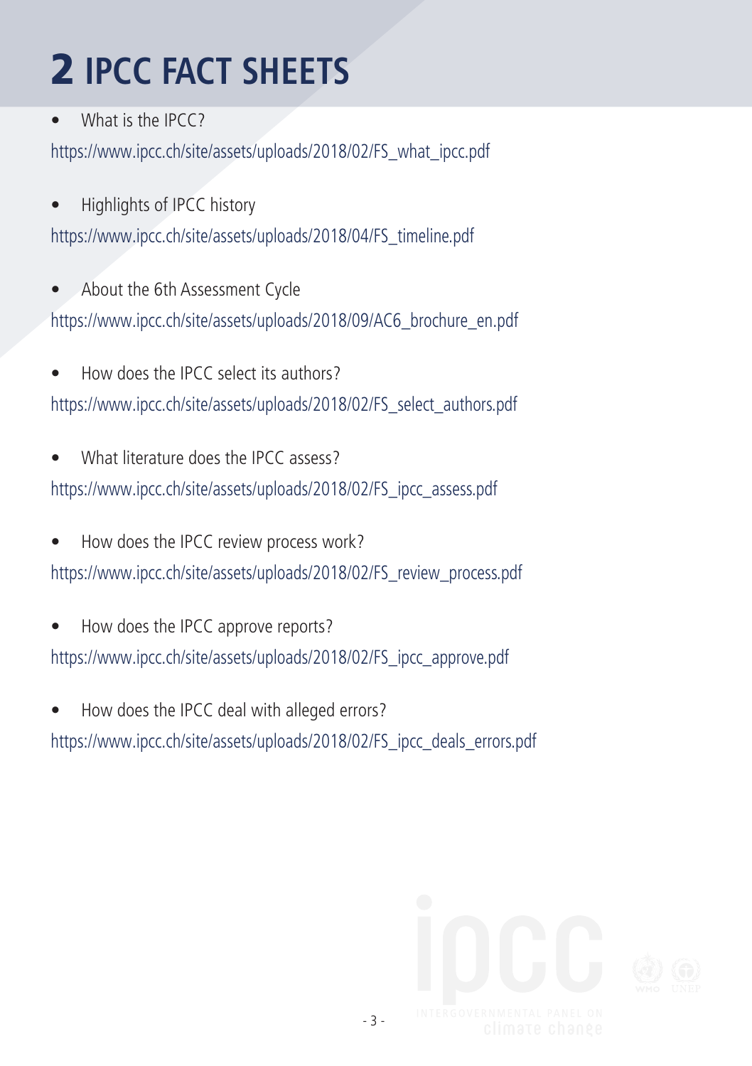# 2 IPCC FACT SHEETS

- What is the IPCC?

https://www.ipcc.ch/site/assets/uploads/2018/02/FS_what_ipcc.pdf

- Highlights of IPCC history

https://www.ipcc.ch/site/assets/uploads/2018/04/FS_timeline.pdf

- About the 6th Assessment Cycle

https://www.ipcc.ch/site/assets/uploads/2018/09/AC6_brochure_en.pdf

- How does the IPCC select its authors?

https://www.ipcc.ch/site/assets/uploads/2018/02/FS_select_authors.pdf

- What literature does the IPCC assess?

https://www.ipcc.ch/site/assets/uploads/2018/02/FS_ipcc_assess.pdf

- How does the IPCC review process work?

https://www.ipcc.ch/site/assets/uploads/2018/02/FS_review_process.pdf

- How does the IPCC approve reports?

https://www.ipcc.ch/site/assets/uploads/2018/02/FS_ipcc_approve.pdf

- How does the IPCC deal with alleged errors?

https://www.ipcc.ch/site/assets/uploads/2018/02/FS_ipcc_deals_errors.pdf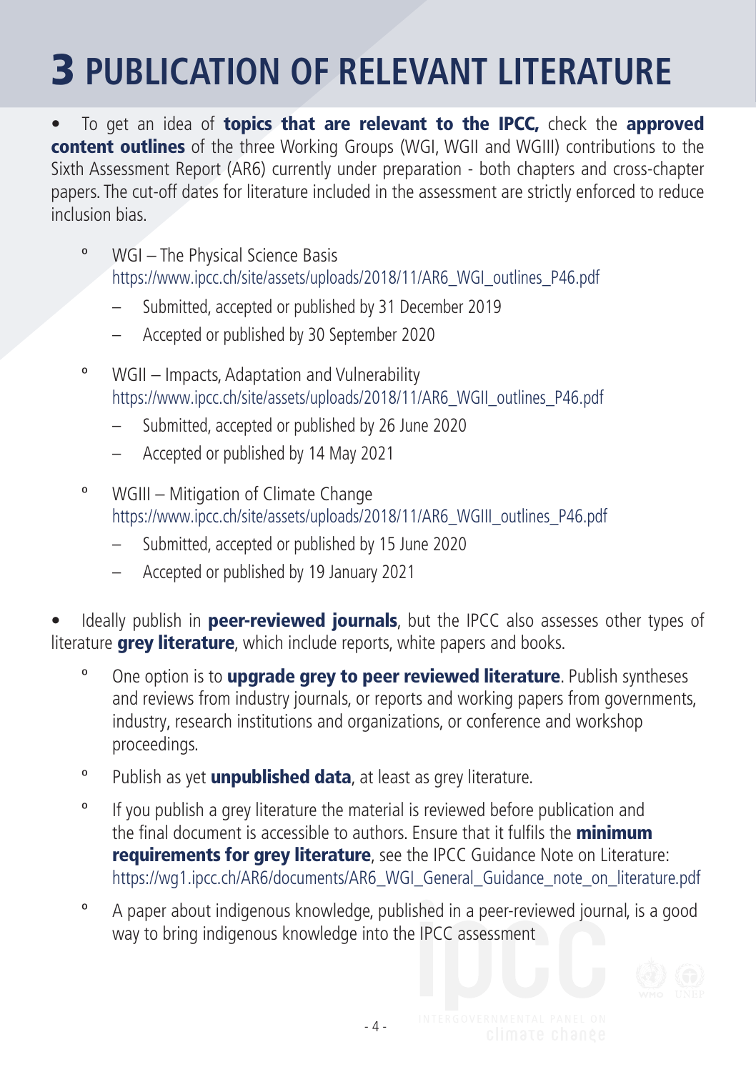# 3 PUBLICATION OF RELEVANT LITERATURE

- To get an idea of **topics that are relevant to the IPCC,** check the **approved content outlines** of the three Working Groups (WGI, WGII and WGIII) contributions to the Sixth Assessment Report (AR6) currently under preparation - both chapters and cross-chapter papers. The cut-off dates for literature included in the assessment are strictly enforced to reduce inclusion bias.
  - WGI – The Physical Science Basis
    https://www.ipcc.ch/site/assets/uploads/2018/11/AR6_WGI_outlines_P46.pdf
    - Submitted, accepted or published by 31 December 2019
    - Accepted or published by 30 September 2020
  - WGII – Impacts, Adaptation and Vulnerability
    https://www.ipcc.ch/site/assets/uploads/2018/11/AR6_WGII_outlines_P46.pdf
    - Submitted, accepted or published by 26 June 2020
    - Accepted or published by 14 May 2021
  - WGIII – Mitigation of Climate Change
    https://www.ipcc.ch/site/assets/uploads/2018/11/AR6_WGIII_outlines_P46.pdf
    - Submitted, accepted or published by 15 June 2020
    - Accepted or published by 19 January 2021
- Ideally publish in **peer-reviewed journals**, but the IPCC also assesses other types of literature **grey literature**, which include reports, white papers and books.
  - One option is to **upgrade grey to peer reviewed literature**. Publish syntheses and reviews from industry journals, or reports and working papers from governments, industry, research institutions and organizations, or conference and workshop proceedings.
  - Publish as yet **unpublished data**, at least as grey literature.
  - If you publish a grey literature the material is reviewed before publication and the final document is accessible to authors. Ensure that it fulfils the **minimum requirements for grey literature**, see the IPCC Guidance Note on Literature: https://wg1.ipcc.ch/AR6/documents/AR6_WGI_General_Guidance_note_on_literature.pdf
  - A paper about indigenous knowledge, published in a peer-reviewed journal, is a good way to bring indigenous knowledge into the IPCC assessment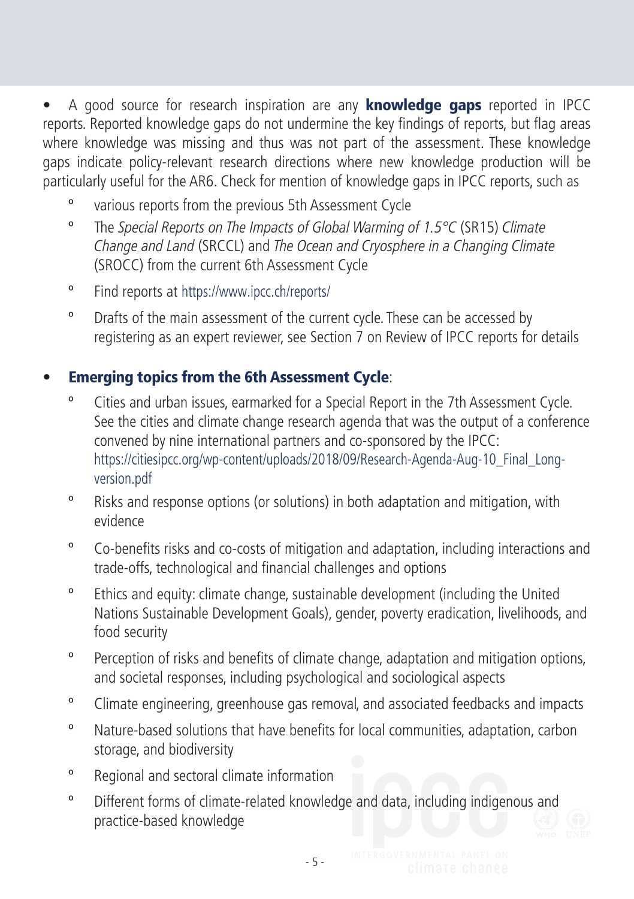- A good source for research inspiration are any **knowledge gaps** reported in IPCC reports. Reported knowledge gaps do not undermine the key findings of reports, but flag areas where knowledge was missing and thus was not part of the assessment. These knowledge gaps indicate policy-relevant research directions where new knowledge production will be particularly useful for the AR6. Check for mention of knowledge gaps in IPCC reports, such as
  - various reports from the previous 5th Assessment Cycle
  - The *Special Reports on The Impacts of Global Warming of 1.5°C* (SR15) *Climate Change and Land* (SRCCL) and *The Ocean and Cryosphere in a Changing Climate* (SROCC) from the current 6th Assessment Cycle
  - Find reports at https://www.ipcc.ch/reports/
  - Drafts of the main assessment of the current cycle. These can be accessed by registering as an expert reviewer, see Section 7 on Review of IPCC reports for details

- **Emerging topics from the 6th Assessment Cycle**:
  - Cities and urban issues, earmarked for a Special Report in the 7th Assessment Cycle. See the cities and climate change research agenda that was the output of a conference convened by nine international partners and co-sponsored by the IPCC: https://citiesipcc.org/wp-content/uploads/2018/09/Research-Agenda-Aug-10_Final_Long-version.pdf
  - Risks and response options (or solutions) in both adaptation and mitigation, with evidence
  - Co-benefits risks and co-costs of mitigation and adaptation, including interactions and trade-offs, technological and financial challenges and options
  - Ethics and equity: climate change, sustainable development (including the United Nations Sustainable Development Goals), gender, poverty eradication, livelihoods, and food security
  - Perception of risks and benefits of climate change, adaptation and mitigation options, and societal responses, including psychological and sociological aspects
  - Climate engineering, greenhouse gas removal, and associated feedbacks and impacts
  - Nature-based solutions that have benefits for local communities, adaptation, carbon storage, and biodiversity
  - Regional and sectoral climate information
  - Different forms of climate-related knowledge and data, including indigenous and practice-based knowledge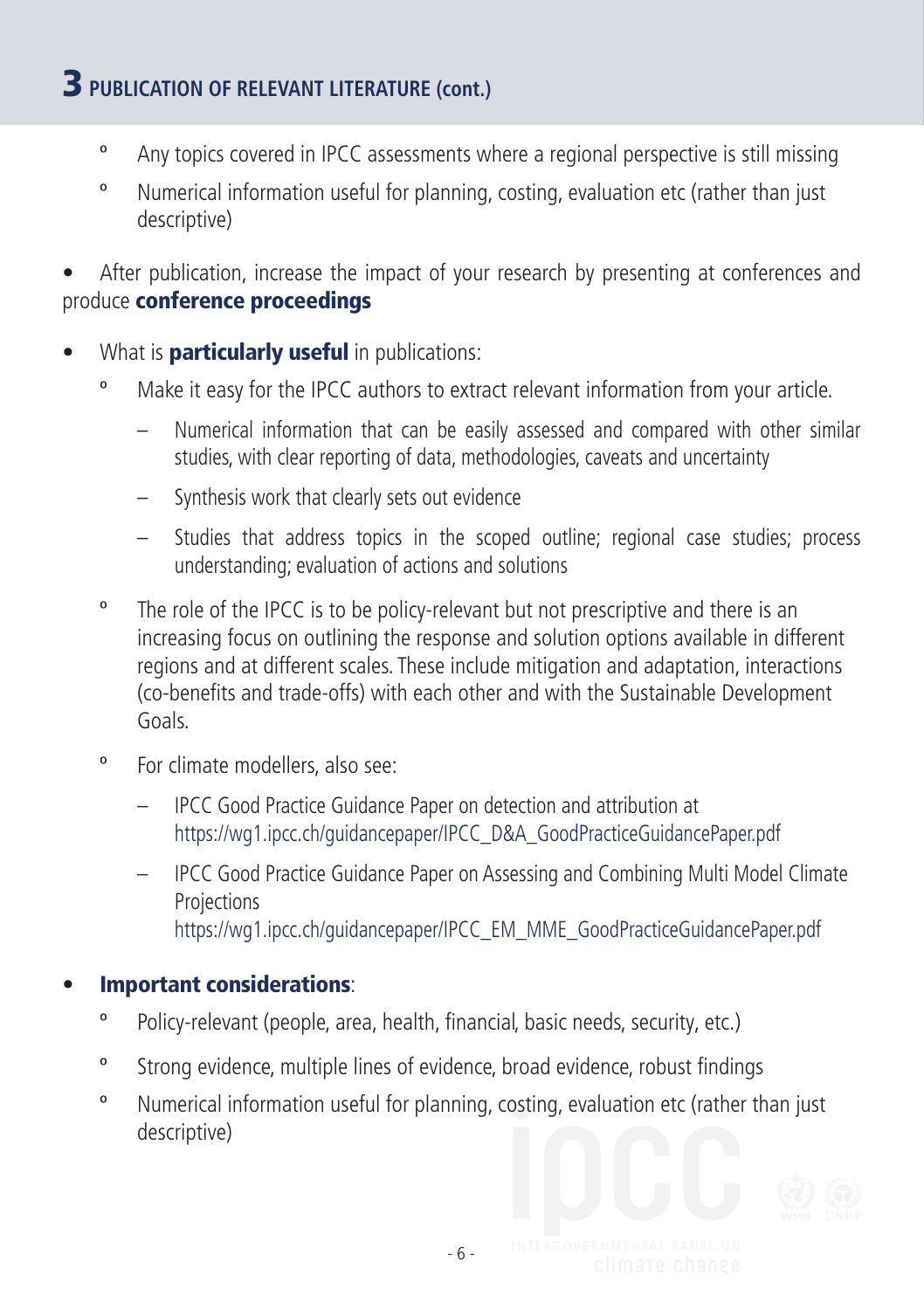# 3 PUBLICATION OF RELEVANT LITERATURE (cont.)

  - Any topics covered in IPCC assessments where a regional perspective is still missing
  - Numerical information useful for planning, costing, evaluation etc (rather than just descriptive)

- After publication, increase the impact of your research by presenting at conferences and produce **conference proceedings**

- What is **particularly useful** in publications:
  - Make it easy for the IPCC authors to extract relevant information from your article.
    - Numerical information that can be easily assessed and compared with other similar studies, with clear reporting of data, methodologies, caveats and uncertainty
    - Synthesis work that clearly sets out evidence
    - Studies that address topics in the scoped outline; regional case studies; process understanding; evaluation of actions and solutions
  - The role of the IPCC is to be policy-relevant but not prescriptive and there is an increasing focus on outlining the response and solution options available in different regions and at different scales. These include mitigation and adaptation, interactions (co-benefits and trade-offs) with each other and with the Sustainable Development Goals.
  - For climate modellers, also see:
    - IPCC Good Practice Guidance Paper on detection and attribution at https://wg1.ipcc.ch/guidancepaper/IPCC_D&A_GoodPracticeGuidancePaper.pdf
    - IPCC Good Practice Guidance Paper on Assessing and Combining Multi Model Climate Projections https://wg1.ipcc.ch/guidancepaper/IPCC_EM_MME_GoodPracticeGuidancePaper.pdf

- **Important considerations**:
  - Policy-relevant (people, area, health, financial, basic needs, security, etc.)
  - Strong evidence, multiple lines of evidence, broad evidence, robust findings
  - Numerical information useful for planning, costing, evaluation etc (rather than just descriptive)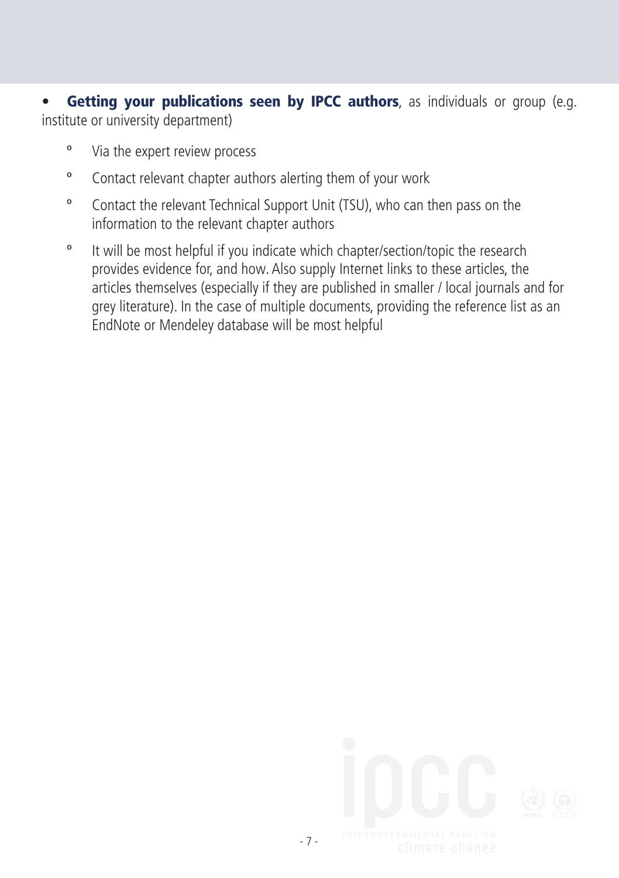- **Getting your publications seen by IPCC authors**, as individuals or group (e.g. institute or university department)
  - Via the expert review process
  - Contact relevant chapter authors alerting them of your work
  - Contact the relevant Technical Support Unit (TSU), who can then pass on the information to the relevant chapter authors
  - It will be most helpful if you indicate which chapter/section/topic the research provides evidence for, and how. Also supply Internet links to these articles, the articles themselves (especially if they are published in smaller / local journals and for grey literature). In the case of multiple documents, providing the reference list as an EndNote or Mendeley database will be most helpful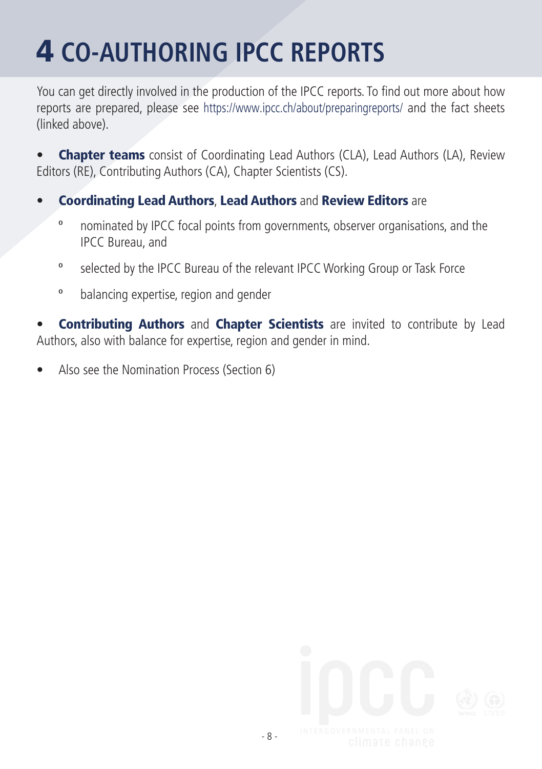# 4 CO-AUTHORING IPCC REPORTS

You can get directly involved in the production of the IPCC reports. To find out more about how reports are prepared, please see https://www.ipcc.ch/about/preparingreports/ and the fact sheets (linked above).

- **Chapter teams** consist of Coordinating Lead Authors (CLA), Lead Authors (LA), Review Editors (RE), Contributing Authors (CA), Chapter Scientists (CS).

- **Coordinating Lead Authors**, **Lead Authors** and **Review Editors** are
  - nominated by IPCC focal points from governments, observer organisations, and the IPCC Bureau, and
  - selected by the IPCC Bureau of the relevant IPCC Working Group or Task Force
  - balancing expertise, region and gender

- **Contributing Authors** and **Chapter Scientists** are invited to contribute by Lead Authors, also with balance for expertise, region and gender in mind.

- Also see the Nomination Process (Section 6)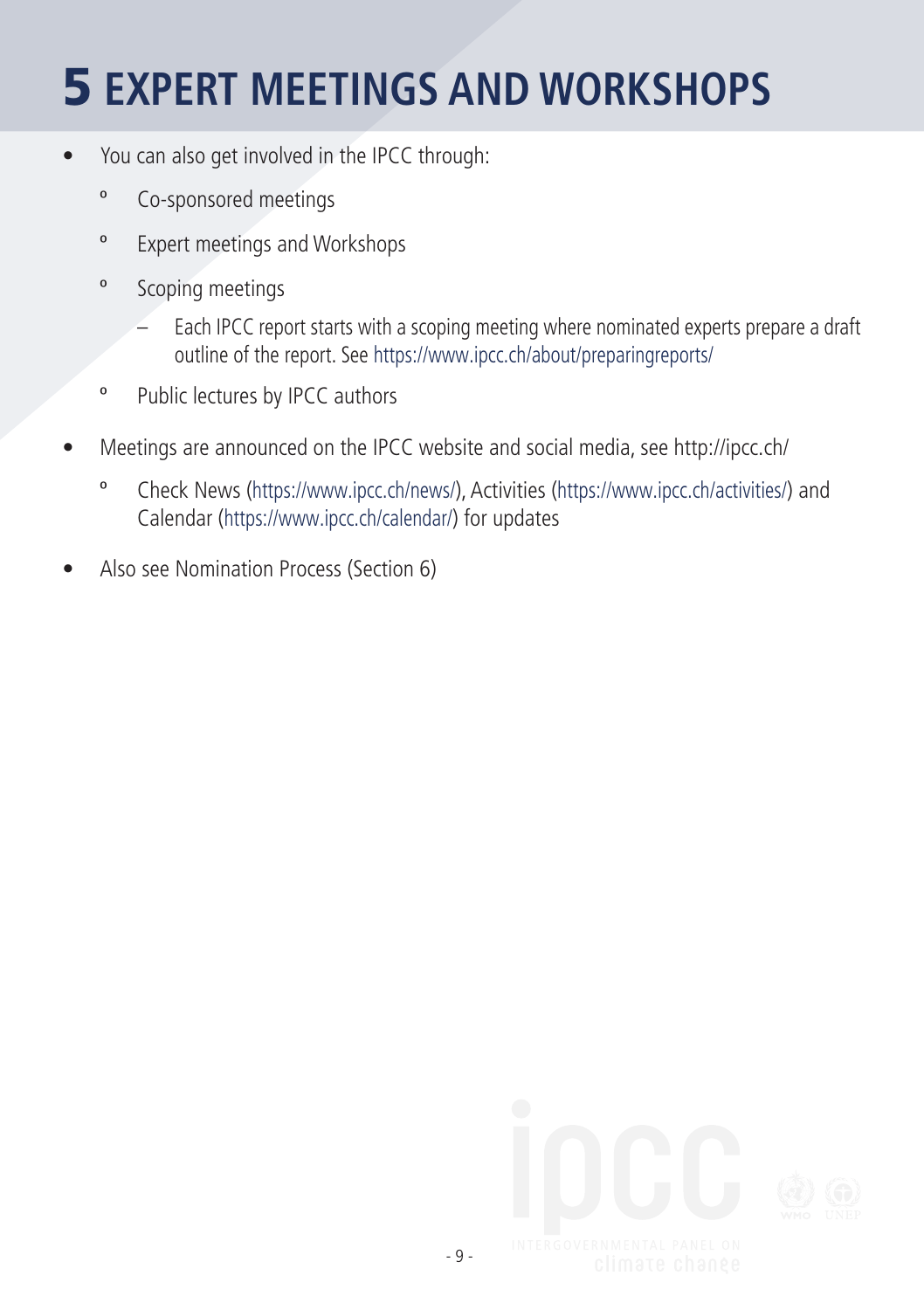# 5 EXPERT MEETINGS AND WORKSHOPS

- You can also get involved in the IPCC through:
  - Co-sponsored meetings
  - Expert meetings and Workshops
  - Scoping meetings
    - Each IPCC report starts with a scoping meeting where nominated experts prepare a draft outline of the report. See https://www.ipcc.ch/about/preparingreports/
  - Public lectures by IPCC authors
- Meetings are announced on the IPCC website and social media, see http://ipcc.ch/
  - Check News (https://www.ipcc.ch/news/), Activities (https://www.ipcc.ch/activities/) and Calendar (https://www.ipcc.ch/calendar/) for updates
- Also see Nomination Process (Section 6)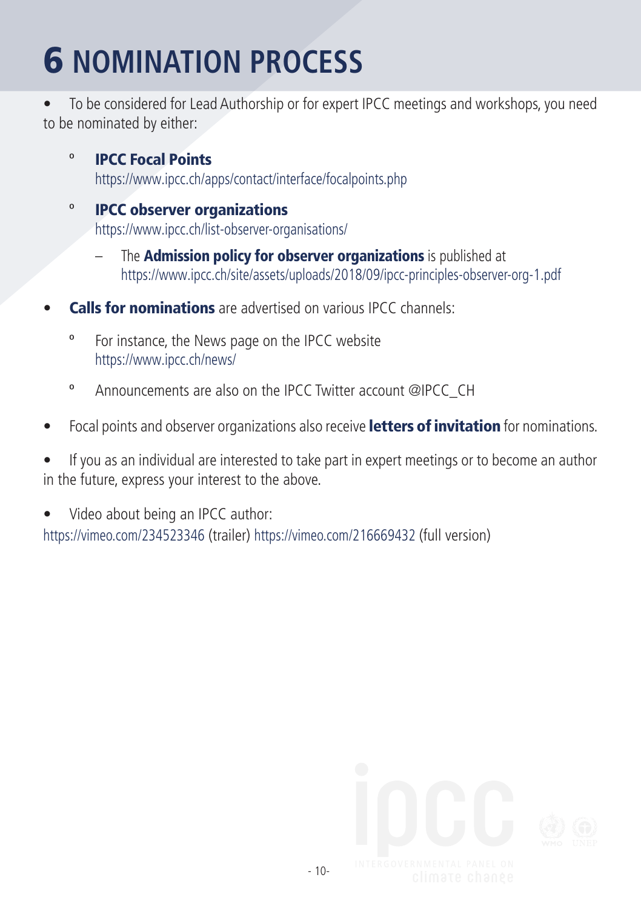# 6 NOMINATION PROCESS

- To be considered for Lead Authorship or for expert IPCC meetings and workshops, you need to be nominated by either:
    - **IPCC Focal Points**
      https://www.ipcc.ch/apps/contact/interface/focalpoints.php
    - **IPCC observer organizations**
      https://www.ipcc.ch/list-observer-organisations/
        - The **Admission policy for observer organizations** is published at https://www.ipcc.ch/site/assets/uploads/2018/09/ipcc-principles-observer-org-1.pdf
- **Calls for nominations** are advertised on various IPCC channels:
    - For instance, the News page on the IPCC website
      https://www.ipcc.ch/news/
    - Announcements are also on the IPCC Twitter account @IPCC_CH
- Focal points and observer organizations also receive **letters of invitation** for nominations.
- If you as an individual are interested to take part in expert meetings or to become an author in the future, express your interest to the above.
- Video about being an IPCC author:
  https://vimeo.com/234523346 (trailer) https://vimeo.com/216669432 (full version)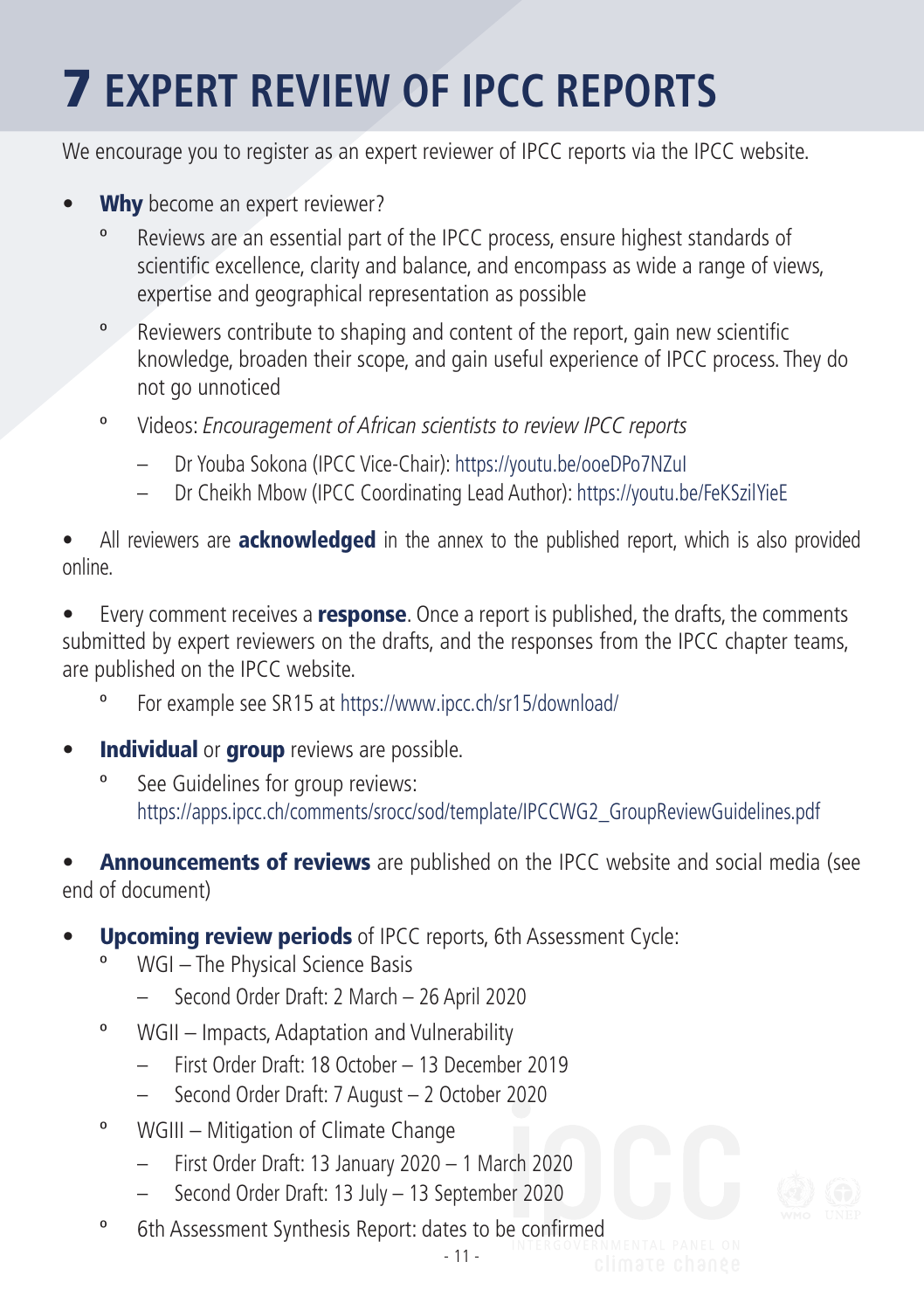# 7 EXPERT REVIEW OF IPCC REPORTS

We encourage you to register as an expert reviewer of IPCC reports via the IPCC website.

- **Why** become an expert reviewer?
  - Reviews are an essential part of the IPCC process, ensure highest standards of scientific excellence, clarity and balance, and encompass as wide a range of views, expertise and geographical representation as possible
  - Reviewers contribute to shaping and content of the report, gain new scientific knowledge, broaden their scope, and gain useful experience of IPCC process. They do not go unnoticed
  - Videos: *Encouragement of African scientists to review IPCC reports*
    - Dr Youba Sokona (IPCC Vice-Chair): https://youtu.be/ooeDPo7NZuI
    - Dr Cheikh Mbow (IPCC Coordinating Lead Author): https://youtu.be/FeKSzilYieE

- All reviewers are **acknowledged** in the annex to the published report, which is also provided online.

- Every comment receives a **response**. Once a report is published, the drafts, the comments submitted by expert reviewers on the drafts, and the responses from the IPCC chapter teams, are published on the IPCC website.
  - For example see SR15 at https://www.ipcc.ch/sr15/download/

- **Individual** or **group** reviews are possible.
  - See Guidelines for group reviews: https://apps.ipcc.ch/comments/srocc/sod/template/IPCCWG2_GroupReviewGuidelines.pdf

- **Announcements of reviews** are published on the IPCC website and social media (see end of document)

- **Upcoming review periods** of IPCC reports, 6th Assessment Cycle:
  - WGI – The Physical Science Basis
    - Second Order Draft: 2 March – 26 April 2020
  - WGII – Impacts, Adaptation and Vulnerability
    - First Order Draft: 18 October – 13 December 2019
    - Second Order Draft: 7 August – 2 October 2020
  - WGIII – Mitigation of Climate Change
    - First Order Draft: 13 January 2020 – 1 March 2020
    - Second Order Draft: 13 July – 13 September 2020
  - 6th Assessment Synthesis Report: dates to be confirmed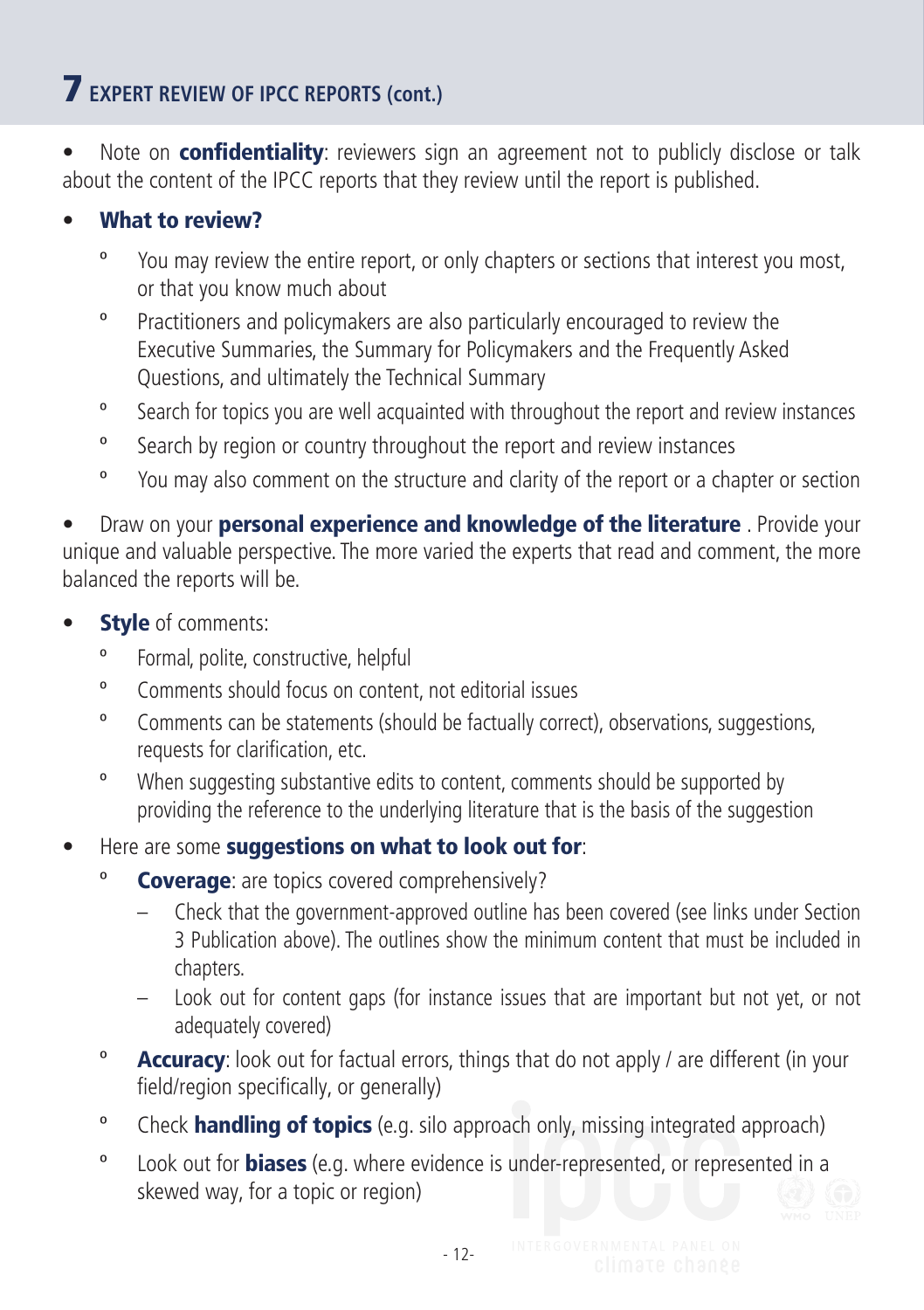# 7 EXPERT REVIEW OF IPCC REPORTS (cont.)

- Note on **confidentiality**: reviewers sign an agreement not to publicly disclose or talk about the content of the IPCC reports that they review until the report is published.

- **What to review?**
  - You may review the entire report, or only chapters or sections that interest you most, or that you know much about
  - Practitioners and policymakers are also particularly encouraged to review the Executive Summaries, the Summary for Policymakers and the Frequently Asked Questions, and ultimately the Technical Summary
  - Search for topics you are well acquainted with throughout the report and review instances
  - Search by region or country throughout the report and review instances
  - You may also comment on the structure and clarity of the report or a chapter or section

- Draw on your **personal experience and knowledge of the literature** . Provide your unique and valuable perspective. The more varied the experts that read and comment, the more balanced the reports will be.

- **Style** of comments:
  - Formal, polite, constructive, helpful
  - Comments should focus on content, not editorial issues
  - Comments can be statements (should be factually correct), observations, suggestions, requests for clarification, etc.
  - When suggesting substantive edits to content, comments should be supported by providing the reference to the underlying literature that is the basis of the suggestion

- Here are some **suggestions on what to look out for**:
  - **Coverage**: are topics covered comprehensively?
    - Check that the government-approved outline has been covered (see links under Section 3 Publication above). The outlines show the minimum content that must be included in chapters.
    - Look out for content gaps (for instance issues that are important but not yet, or not adequately covered)
  - **Accuracy**: look out for factual errors, things that do not apply / are different (in your field/region specifically, or generally)
  - Check **handling of topics** (e.g. silo approach only, missing integrated approach)
  - Look out for **biases** (e.g. where evidence is under-represented, or represented in a skewed way, for a topic or region)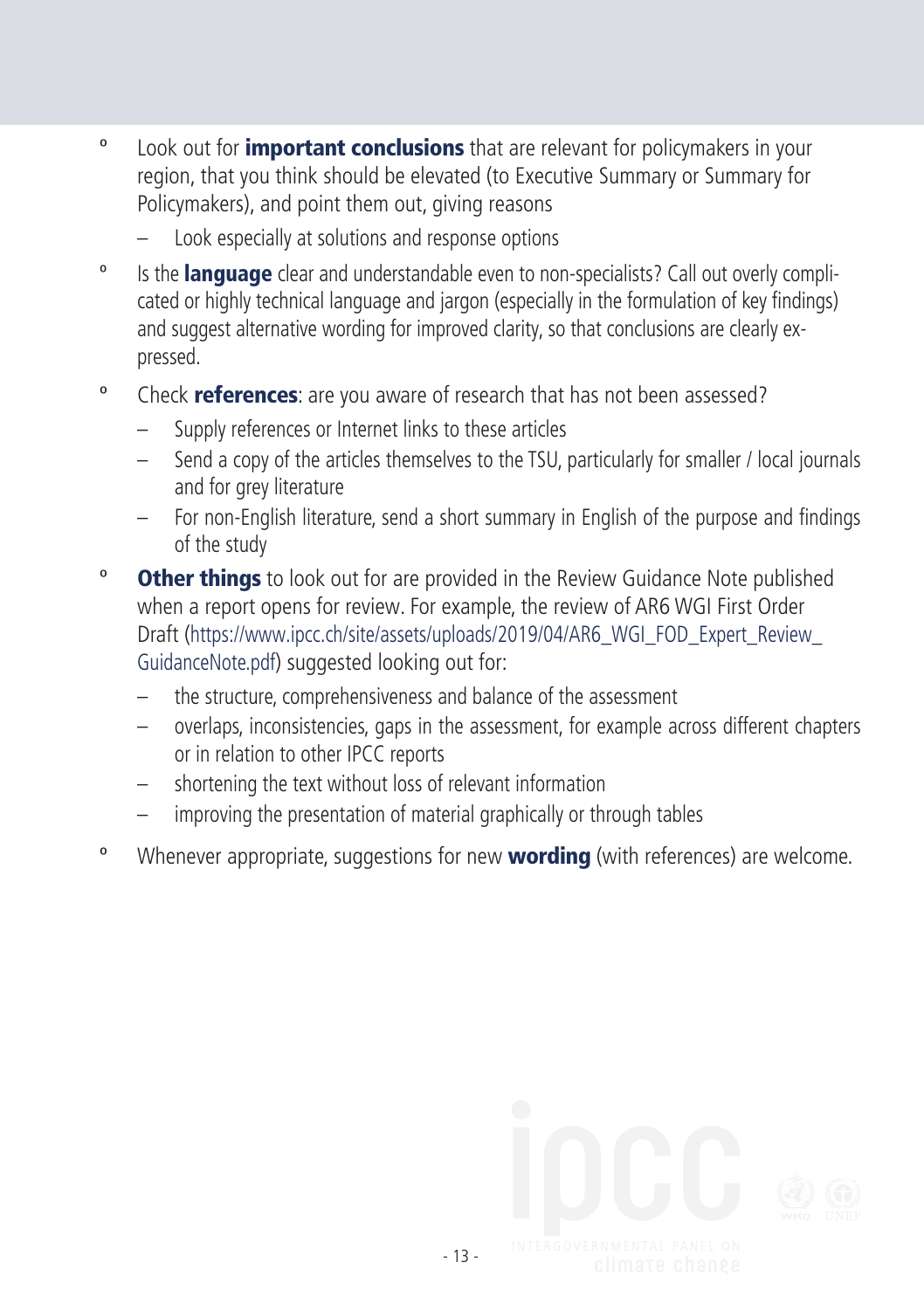- Look out for **important conclusions** that are relevant for policymakers in your region, that you think should be elevated (to Executive Summary or Summary for Policymakers), and point them out, giving reasons
  - Look especially at solutions and response options
- Is the **language** clear and understandable even to non-specialists? Call out overly complicated or highly technical language and jargon (especially in the formulation of key findings) and suggest alternative wording for improved clarity, so that conclusions are clearly expressed.
- Check **references**: are you aware of research that has not been assessed?
  - Supply references or Internet links to these articles
  - Send a copy of the articles themselves to the TSU, particularly for smaller / local journals and for grey literature
  - For non-English literature, send a short summary in English of the purpose and findings of the study
- **Other things** to look out for are provided in the Review Guidance Note published when a report opens for review. For example, the review of AR6 WGI First Order Draft (https://www.ipcc.ch/site/assets/uploads/2019/04/AR6_WGI_FOD_Expert_Review_GuidanceNote.pdf) suggested looking out for:
  - the structure, comprehensiveness and balance of the assessment
  - overlaps, inconsistencies, gaps in the assessment, for example across different chapters or in relation to other IPCC reports
  - shortening the text without loss of relevant information
  - improving the presentation of material graphically or through tables
- Whenever appropriate, suggestions for new **wording** (with references) are welcome.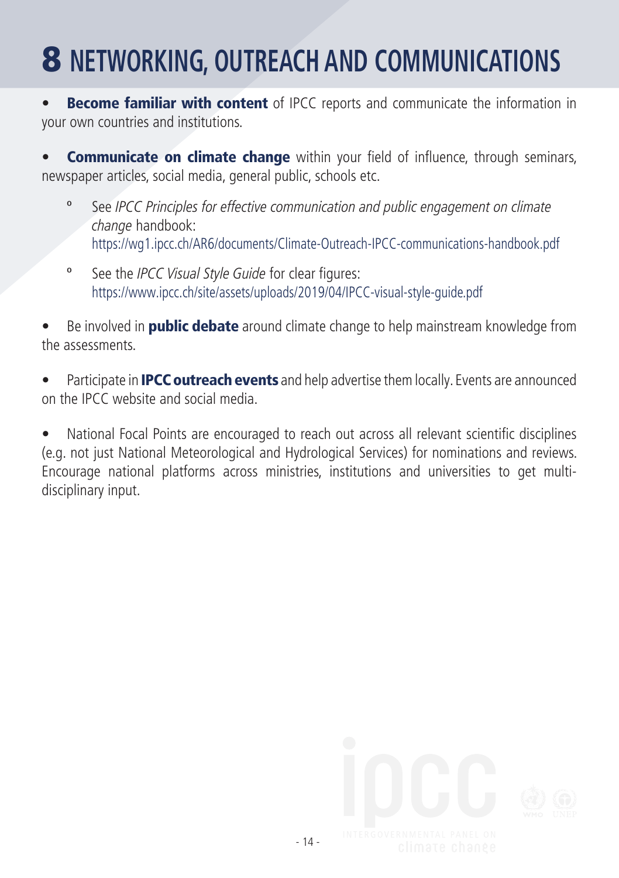# 8 NETWORKING, OUTREACH AND COMMUNICATIONS

- **Become familiar with content** of IPCC reports and communicate the information in your own countries and institutions.

- **Communicate on climate change** within your field of influence, through seminars, newspaper articles, social media, general public, schools etc.
  - See *IPCC Principles for effective communication and public engagement on climate change* handbook: https://wg1.ipcc.ch/AR6/documents/Climate-Outreach-IPCC-communications-handbook.pdf
  - See the *IPCC Visual Style Guide* for clear figures: https://www.ipcc.ch/site/assets/uploads/2019/04/IPCC-visual-style-guide.pdf

- Be involved in **public debate** around climate change to help mainstream knowledge from the assessments.

- Participate in **IPCC outreach events** and help advertise them locally. Events are announced on the IPCC website and social media.

- National Focal Points are encouraged to reach out across all relevant scientific disciplines (e.g. not just National Meteorological and Hydrological Services) for nominations and reviews. Encourage national platforms across ministries, institutions and universities to get multi-disciplinary input.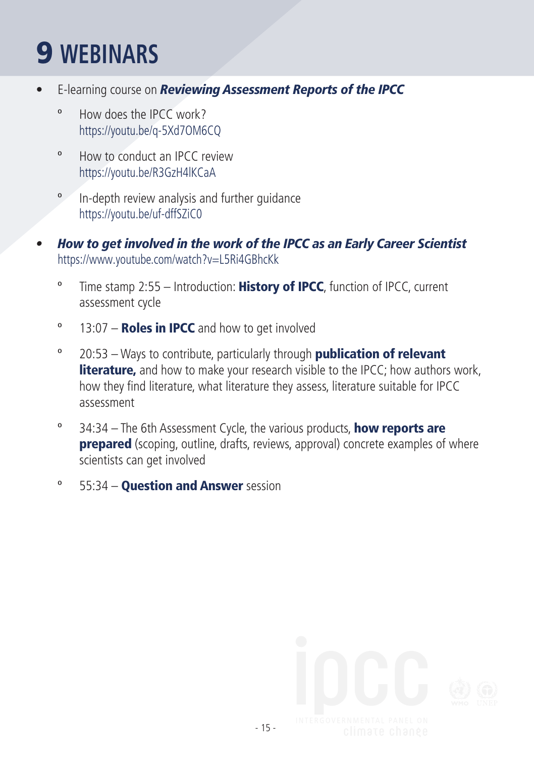# 9 WEBINARS

- E-learning course on ***Reviewing Assessment Reports of the IPCC***
  - How does the IPCC work?
    https://youtu.be/q-5Xd7OM6CQ
  - How to conduct an IPCC review
    https://youtu.be/R3GzH4lKCaA
  - In-depth review analysis and further guidance
    https://youtu.be/uf-dffSZiC0

- ***How to get involved in the work of the IPCC as an Early Career Scientist***
  https://www.youtube.com/watch?v=L5Ri4GBhcKk
  - Time stamp 2:55 – Introduction: **History of IPCC**, function of IPCC, current assessment cycle
  - 13:07 – **Roles in IPCC** and how to get involved
  - 20:53 – Ways to contribute, particularly through **publication of relevant literature,** and how to make your research visible to the IPCC; how authors work, how they find literature, what literature they assess, literature suitable for IPCC assessment
  - 34:34 – The 6th Assessment Cycle, the various products, **how reports are prepared** (scoping, outline, drafts, reviews, approval) concrete examples of where scientists can get involved
  - 55:34 – **Question and Answer** session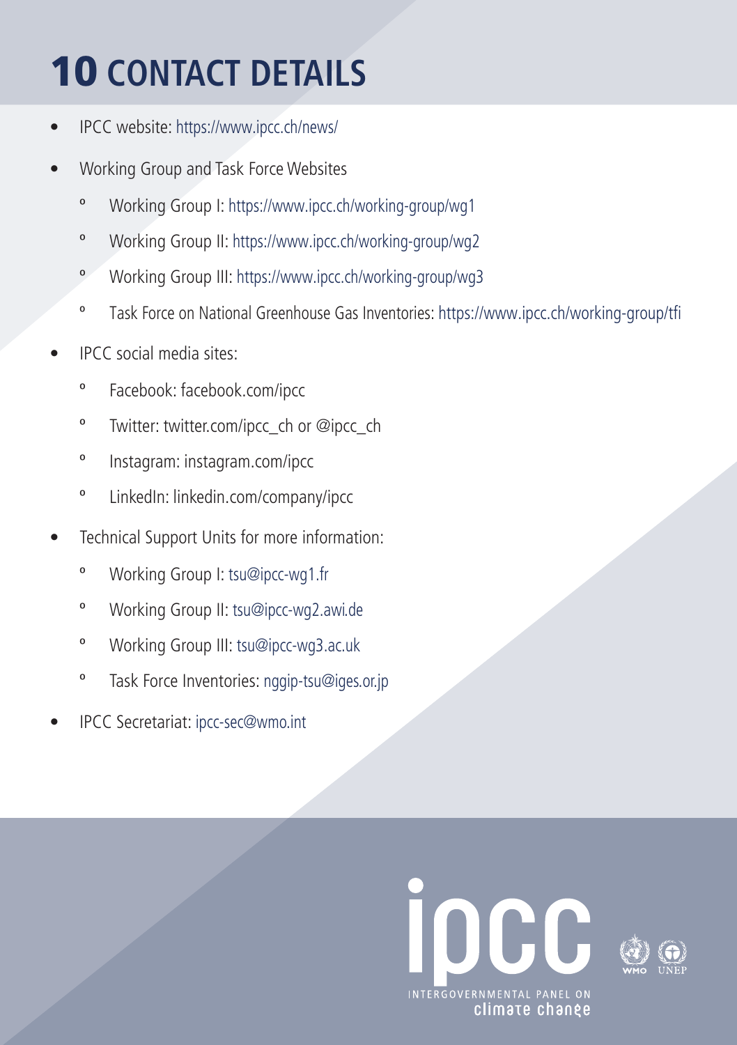# 10 CONTACT DETAILS

- IPCC website: https://www.ipcc.ch/news/
- Working Group and Task Force Websites
  - Working Group I: https://www.ipcc.ch/working-group/wg1
  - Working Group II: https://www.ipcc.ch/working-group/wg2
  - Working Group III: https://www.ipcc.ch/working-group/wg3
  - Task Force on National Greenhouse Gas Inventories: https://www.ipcc.ch/working-group/tfi
- IPCC social media sites:
  - Facebook: facebook.com/ipcc
  - Twitter: twitter.com/ipcc_ch or @ipcc_ch
  - Instagram: instagram.com/ipcc
  - LinkedIn: linkedin.com/company/ipcc
- Technical Support Units for more information:
  - Working Group I: tsu@ipcc-wg1.fr
  - Working Group II: tsu@ipcc-wg2.awi.de
  - Working Group III: tsu@ipcc-wg3.ac.uk
  - Task Force Inventories: nggip-tsu@iges.or.jp
- IPCC Secretariat: ipcc-sec@wmo.int

ipcc
INTERGOVERNMENTAL PANEL ON
climate change

WMO UNEP